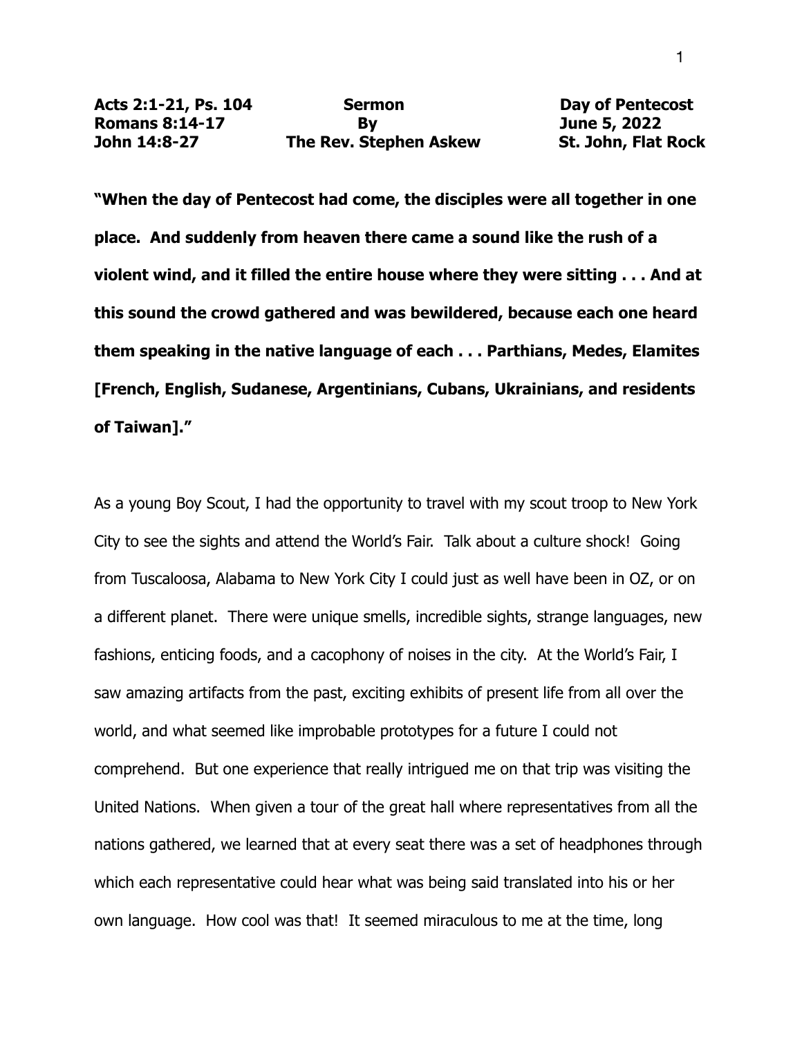**Acts 2:1-21, Ps. 104** **Romans 8:14-17** **John 14:8-27**

**Sermon By The Rev. Stephen Askew**

**Day of Pentecost** **June 5, 2022** **St. John, Flat Rock**

**"When the day of Pentecost had come, the disciples were all together in one place. And suddenly from heaven there came a sound like the rush of a violent wind, and it filled the entire house where they were sitting . . . And at this sound the crowd gathered and was bewildered, because each one heard them speaking in the native language of each . . . Parthians, Medes, Elamites [French, English, Sudanese, Argentinians, Cubans, Ukrainians, and residents of Taiwan]."**

As a young Boy Scout, I had the opportunity to travel with my scout troop to New York City to see the sights and attend the World's Fair. Talk about a culture shock! Going from Tuscaloosa, Alabama to New York City I could just as well have been in OZ, or on a different planet. There were unique smells, incredible sights, strange languages, new fashions, enticing foods, and a cacophony of noises in the city. At the World's Fair, I saw amazing artifacts from the past, exciting exhibits of present life from all over the world, and what seemed like improbable prototypes for a future I could not comprehend. But one experience that really intrigued me on that trip was visiting the United Nations. When given a tour of the great hall where representatives from all the nations gathered, we learned that at every seat there was a set of headphones through which each representative could hear what was being said translated into his or her own language. How cool was that! It seemed miraculous to me at the time, long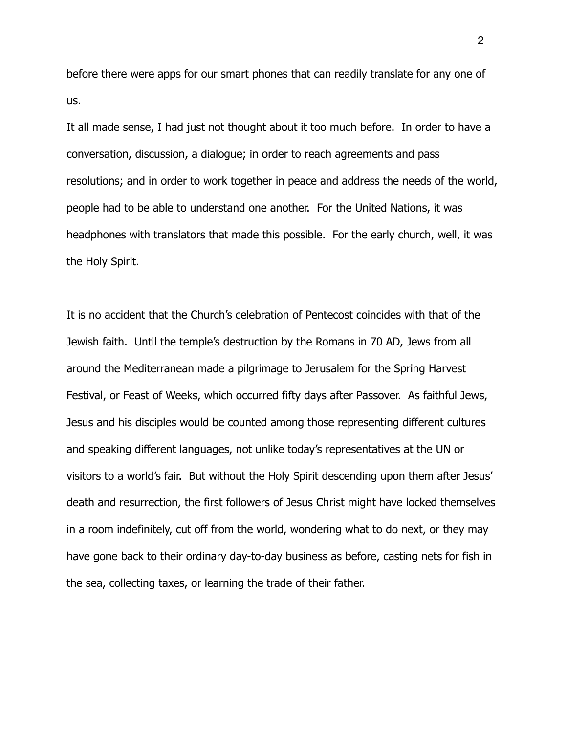before there were apps for our smart phones that can readily translate for any one of us.

It all made sense, I had just not thought about it too much before. In order to have a conversation, discussion, a dialogue; in order to reach agreements and pass resolutions; and in order to work together in peace and address the needs of the world, people had to be able to understand one another. For the United Nations, it was headphones with translators that made this possible. For the early church, well, it was the Holy Spirit.

It is no accident that the Church's celebration of Pentecost coincides with that of the Jewish faith. Until the temple's destruction by the Romans in 70 AD, Jews from all around the Mediterranean made a pilgrimage to Jerusalem for the Spring Harvest Festival, or Feast of Weeks, which occurred fifty days after Passover. As faithful Jews, Jesus and his disciples would be counted among those representing different cultures and speaking different languages, not unlike today's representatives at the UN or visitors to a world's fair. But without the Holy Spirit descending upon them after Jesus' death and resurrection, the first followers of Jesus Christ might have locked themselves in a room indefinitely, cut off from the world, wondering what to do next, or they may have gone back to their ordinary day-to-day business as before, casting nets for fish in the sea, collecting taxes, or learning the trade of their father.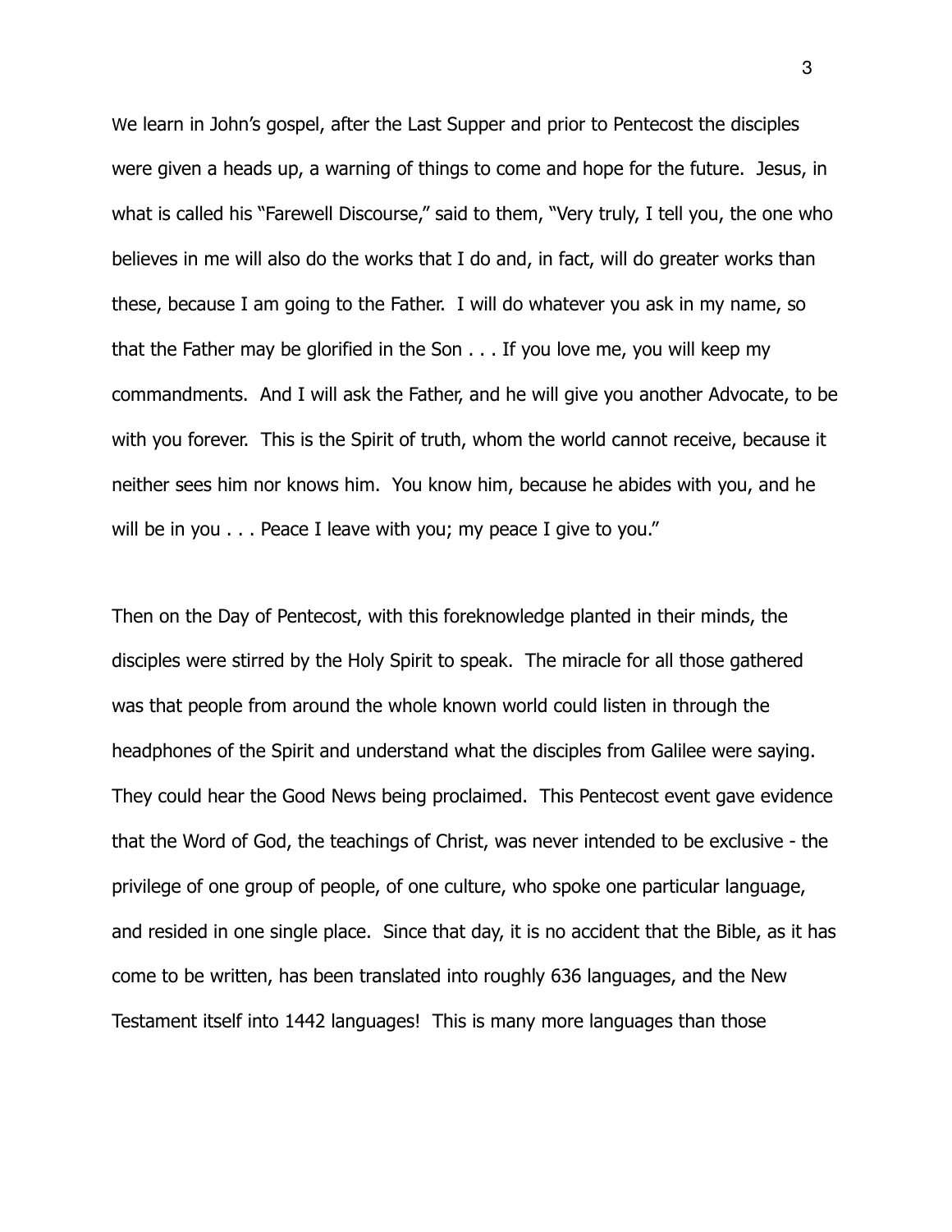We learn in John's gospel, after the Last Supper and prior to Pentecost the disciples were given a heads up, a warning of things to come and hope for the future. Jesus, in what is called his "Farewell Discourse," said to them, "Very truly, I tell you, the one who believes in me will also do the works that I do and, in fact, will do greater works than these, because I am going to the Father. I will do whatever you ask in my name, so that the Father may be glorified in the Son . . . If you love me, you will keep my commandments. And I will ask the Father, and he will give you another Advocate, to be with you forever. This is the Spirit of truth, whom the world cannot receive, because it neither sees him nor knows him. You know him, because he abides with you, and he will be in you . . . Peace I leave with you; my peace I give to you."

Then on the Day of Pentecost, with this foreknowledge planted in their minds, the disciples were stirred by the Holy Spirit to speak. The miracle for all those gathered was that people from around the whole known world could listen in through the headphones of the Spirit and understand what the disciples from Galilee were saying. They could hear the Good News being proclaimed. This Pentecost event gave evidence that the Word of God, the teachings of Christ, was never intended to be exclusive - the privilege of one group of people, of one culture, who spoke one particular language, and resided in one single place. Since that day, it is no accident that the Bible, as it has come to be written, has been translated into roughly 636 languages, and the New Testament itself into 1442 languages! This is many more languages than those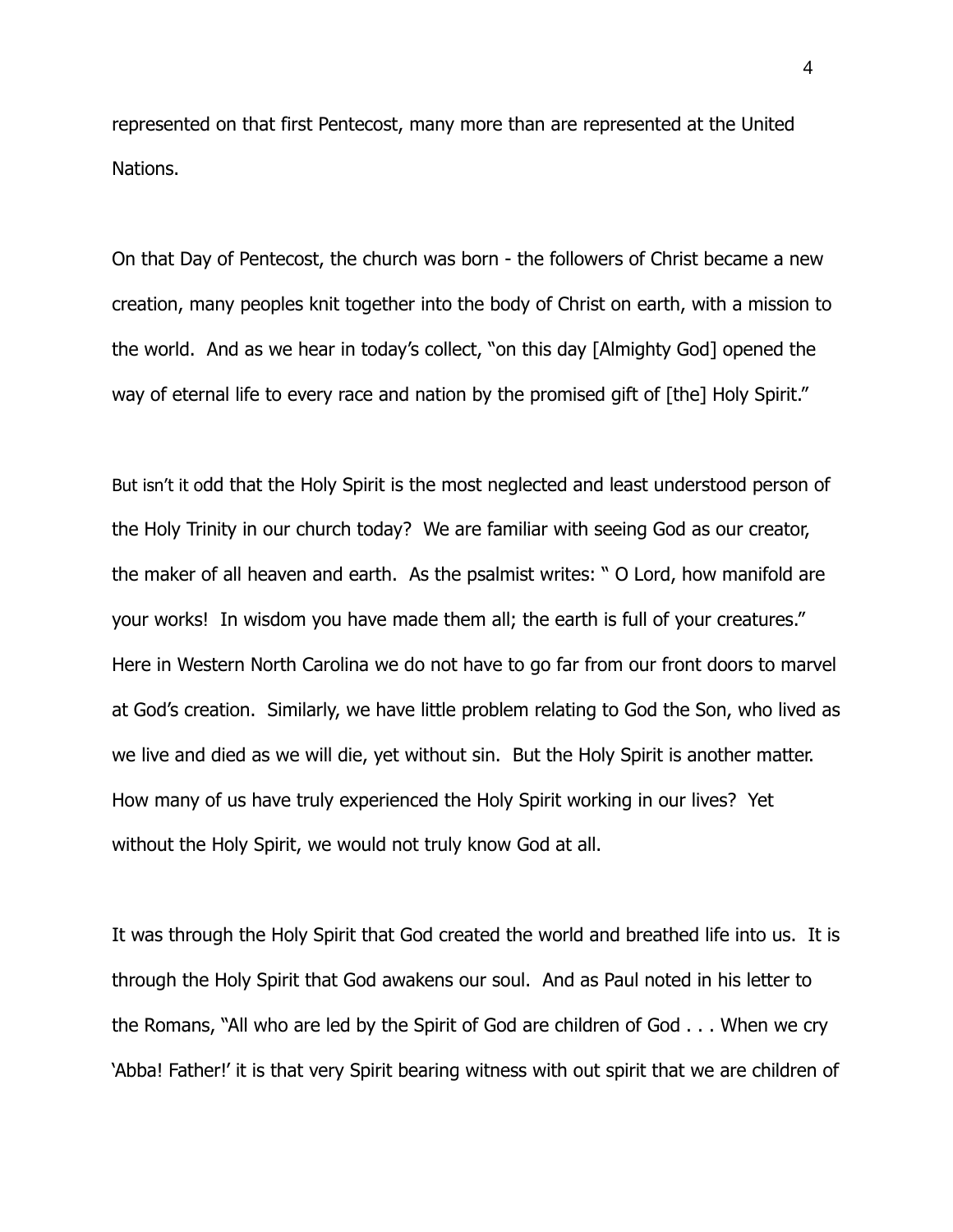represented on that first Pentecost, many more than are represented at the United Nations.

On that Day of Pentecost, the church was born - the followers of Christ became a new creation, many peoples knit together into the body of Christ on earth, with a mission to the world. And as we hear in today's collect, "on this day [Almighty God] opened the way of eternal life to every race and nation by the promised gift of [the] Holy Spirit."

But isn't it odd that the Holy Spirit is the most neglected and least understood person of the Holy Trinity in our church today? We are familiar with seeing God as our creator, the maker of all heaven and earth. As the psalmist writes: " O Lord, how manifold are your works! In wisdom you have made them all; the earth is full of your creatures." Here in Western North Carolina we do not have to go far from our front doors to marvel at God's creation. Similarly, we have little problem relating to God the Son, who lived as we live and died as we will die, yet without sin. But the Holy Spirit is another matter. How many of us have truly experienced the Holy Spirit working in our lives? Yet without the Holy Spirit, we would not truly know God at all.

It was through the Holy Spirit that God created the world and breathed life into us. It is through the Holy Spirit that God awakens our soul. And as Paul noted in his letter to the Romans, "All who are led by the Spirit of God are children of God . . . When we cry 'Abba! Father!' it is that very Spirit bearing witness with out spirit that we are children of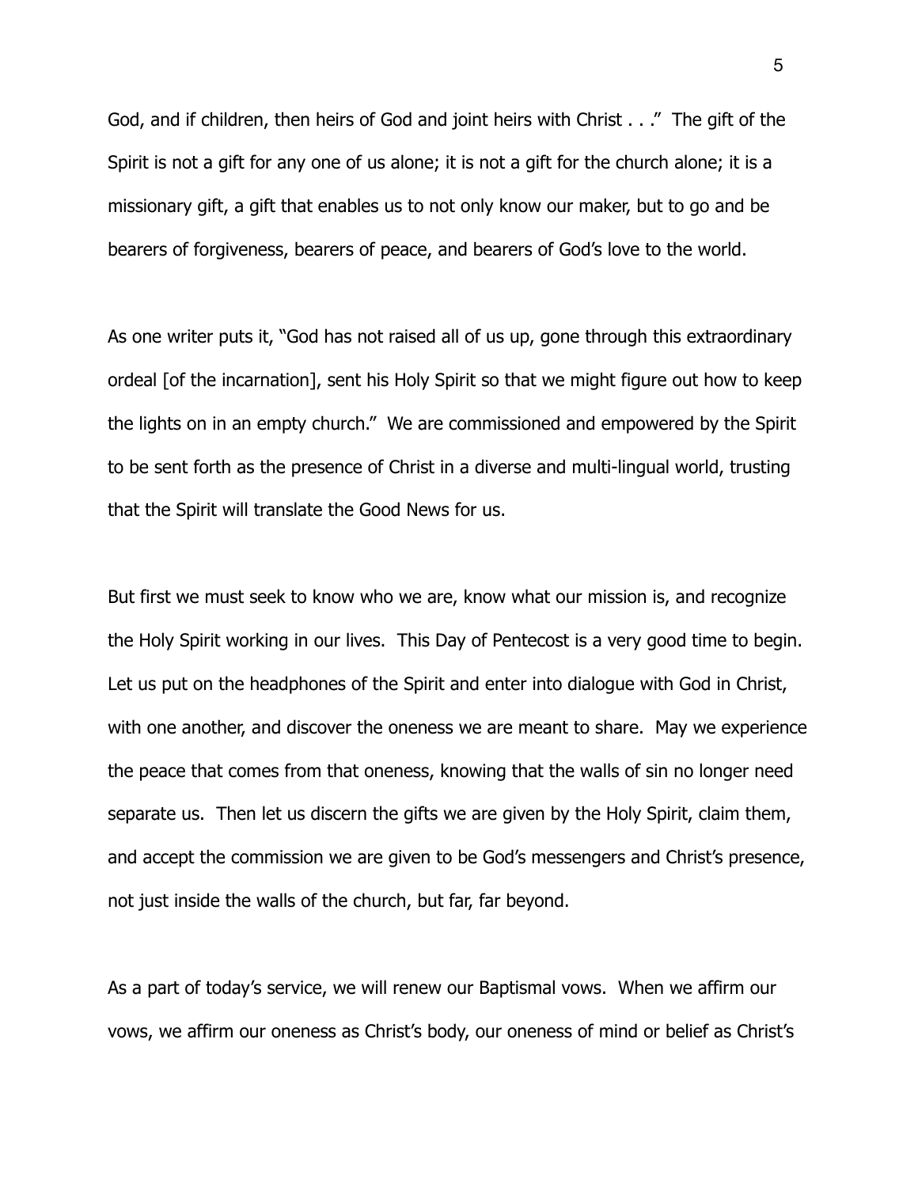God, and if children, then heirs of God and joint heirs with Christ . . ." The gift of the Spirit is not a gift for any one of us alone; it is not a gift for the church alone; it is a missionary gift, a gift that enables us to not only know our maker, but to go and be bearers of forgiveness, bearers of peace, and bearers of God's love to the world.

As one writer puts it, "God has not raised all of us up, gone through this extraordinary ordeal [of the incarnation], sent his Holy Spirit so that we might figure out how to keep the lights on in an empty church." We are commissioned and empowered by the Spirit to be sent forth as the presence of Christ in a diverse and multi-lingual world, trusting that the Spirit will translate the Good News for us.

But first we must seek to know who we are, know what our mission is, and recognize the Holy Spirit working in our lives. This Day of Pentecost is a very good time to begin. Let us put on the headphones of the Spirit and enter into dialogue with God in Christ, with one another, and discover the oneness we are meant to share. May we experience the peace that comes from that oneness, knowing that the walls of sin no longer need separate us. Then let us discern the gifts we are given by the Holy Spirit, claim them, and accept the commission we are given to be God's messengers and Christ's presence, not just inside the walls of the church, but far, far beyond.

As a part of today's service, we will renew our Baptismal vows. When we affirm our vows, we affirm our oneness as Christ's body, our oneness of mind or belief as Christ's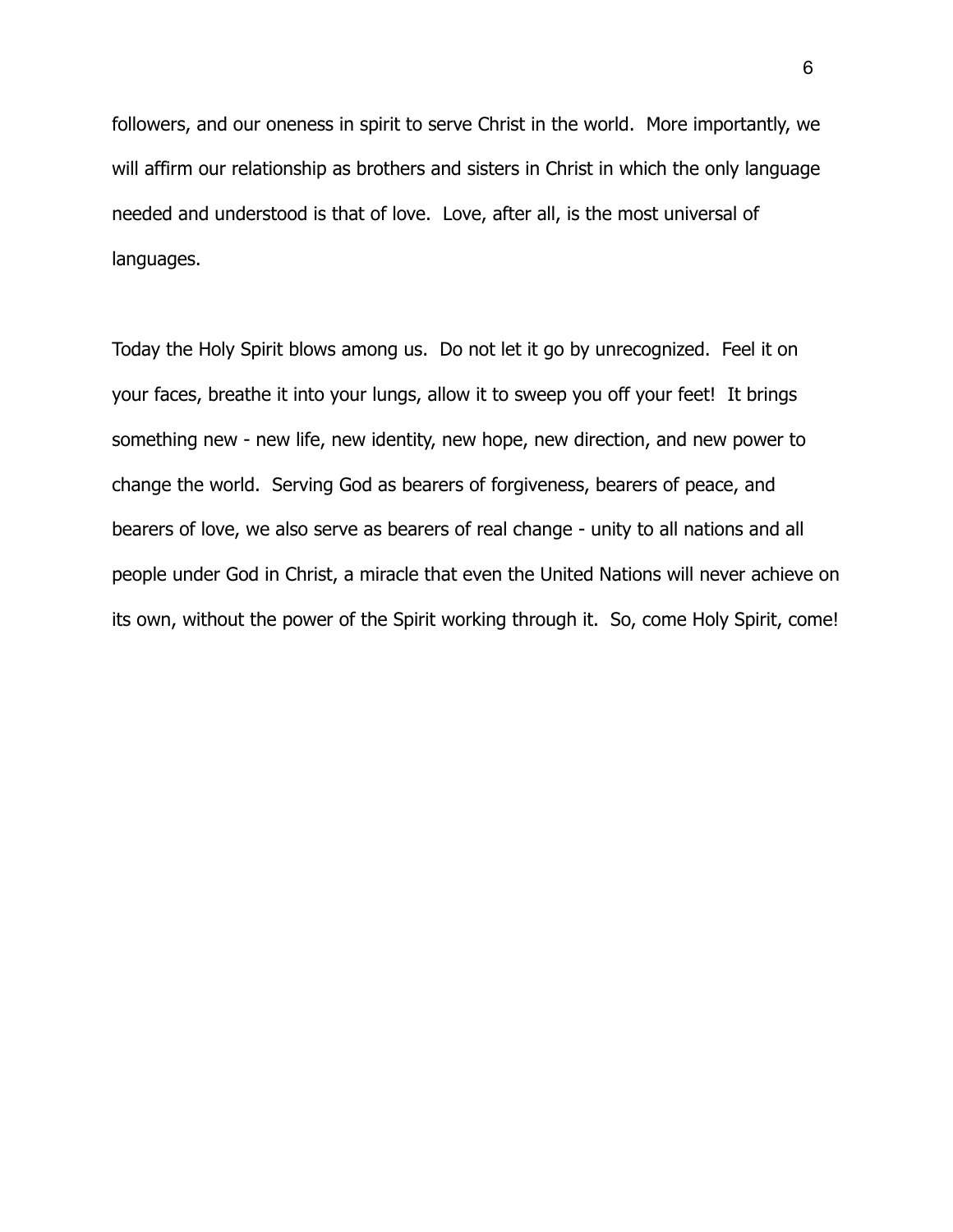followers, and our oneness in spirit to serve Christ in the world. More importantly, we will affirm our relationship as brothers and sisters in Christ in which the only language needed and understood is that of love. Love, after all, is the most universal of languages.

Today the Holy Spirit blows among us. Do not let it go by unrecognized. Feel it on your faces, breathe it into your lungs, allow it to sweep you off your feet! It brings something new - new life, new identity, new hope, new direction, and new power to change the world. Serving God as bearers of forgiveness, bearers of peace, and bearers of love, we also serve as bearers of real change - unity to all nations and all people under God in Christ, a miracle that even the United Nations will never achieve on its own, without the power of the Spirit working through it. So, come Holy Spirit, come!